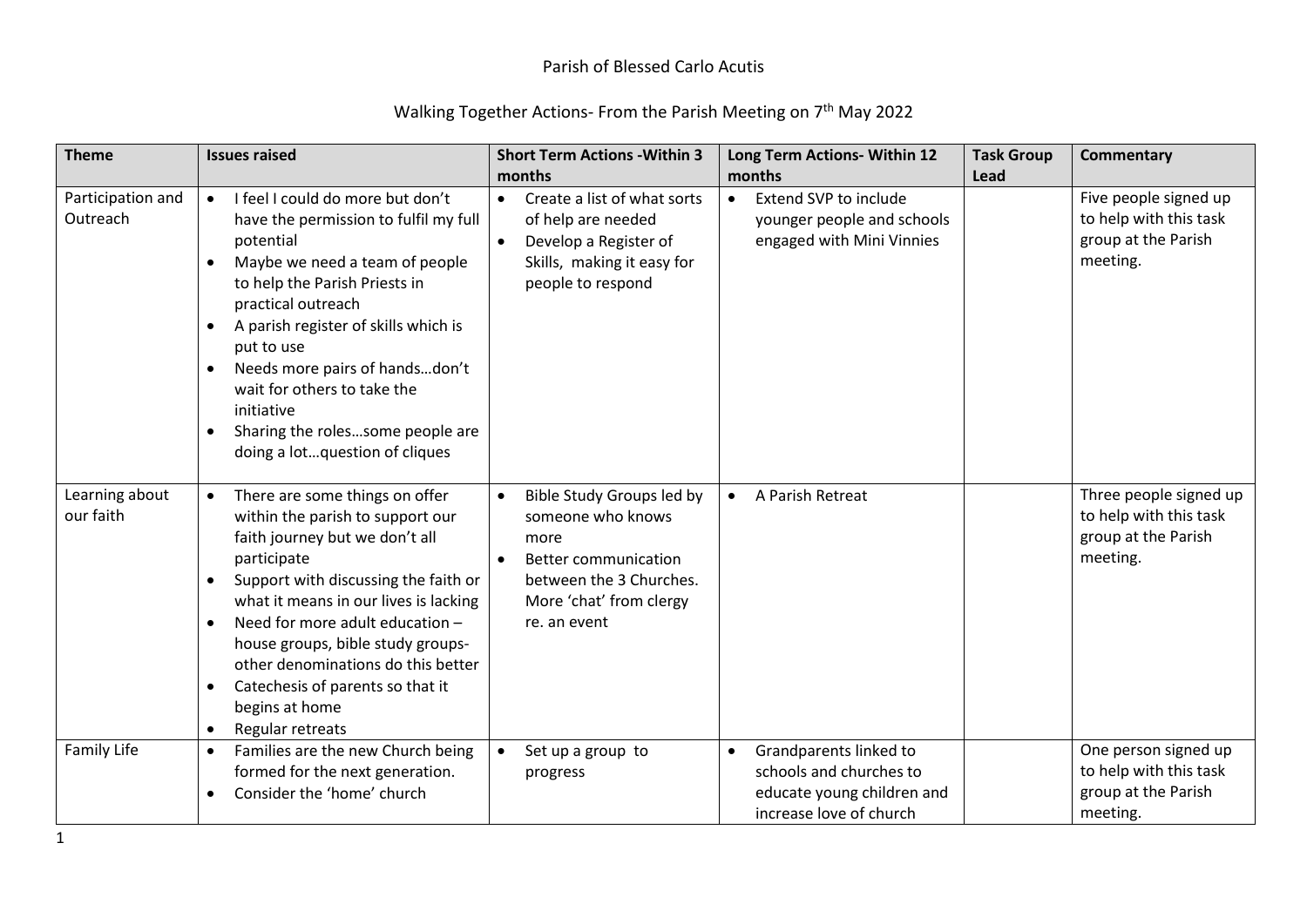# Parish of Blessed Carlo Acutis

## Walking Together Actions- From the Parish Meeting on 7th May 2022

| Theme | Issues raised | Short Term Actions -Within 3 months | Long Term Actions- Within 12 months | Task Group Lead | Commentary |
|---|---|---|---|---|---|
| Participation and Outreach | • I feel I could do more but don't have the permission to fulfil my full potential<br>• Maybe we need a team of people to help the Parish Priests in practical outreach<br>• A parish register of skills which is put to use<br>• Needs more pairs of hands…don't wait for others to take the initiative<br>• Sharing the roles…some people are doing a lot…question of cliques | • Create a list of what sorts of help are needed<br>• Develop a Register of Skills, making it easy for people to respond | • Extend SVP to include younger people and schools engaged with Mini Vinnies | | Five people signed up to help with this task group at the Parish meeting. |
| Learning about our faith | • There are some things on offer within the parish to support our faith journey but we don't all participate<br>• Support with discussing the faith or what it means in our lives is lacking<br>• Need for more adult education – house groups, bible study groups- other denominations do this better<br>• Catechesis of parents so that it begins at home<br>• Regular retreats | • Bible Study Groups led by someone who knows more<br>• Better communication between the 3 Churches. More 'chat' from clergy re. an event | • A Parish Retreat | | Three people signed up to help with this task group at the Parish meeting. |
| Family Life | • Families are the new Church being formed for the next generation.<br>• Consider the 'home' church | • Set up a group to progress | • Grandparents linked to schools and churches to educate young children and increase love of church | | One person signed up to help with this task group at the Parish meeting. |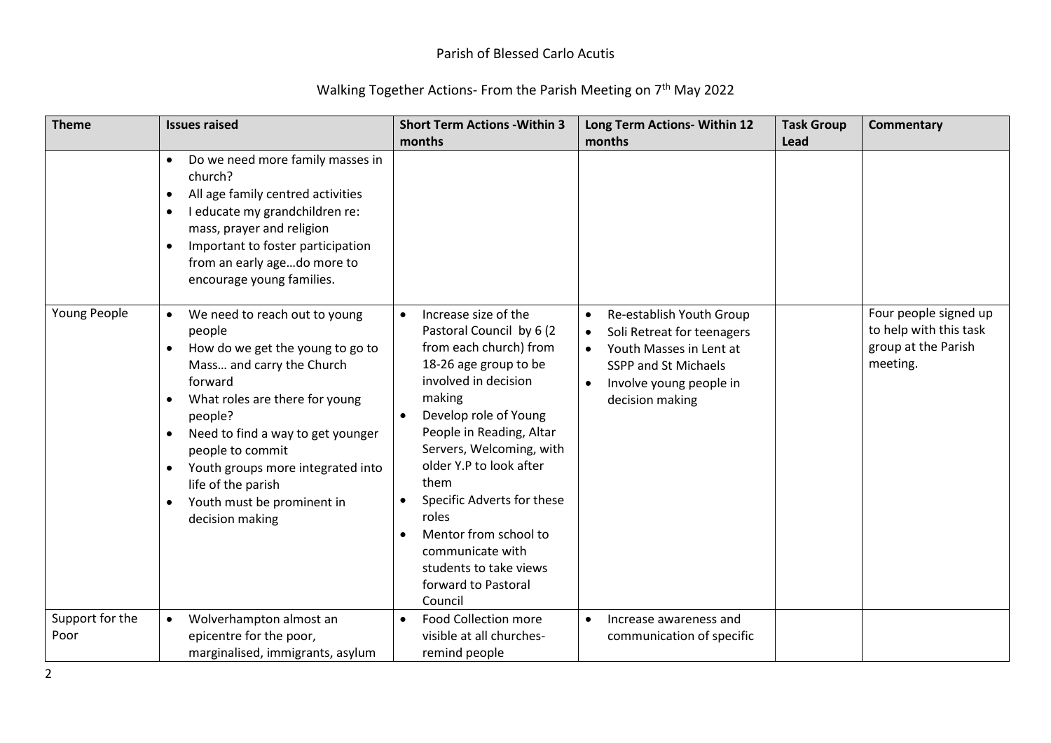Parish of Blessed Carlo Acutis

Walking Together Actions- From the Parish Meeting on 7th May 2022

| Theme | Issues raised | Short Term Actions -Within 3 months | Long Term Actions- Within 12 months | Task Group Lead | Commentary |
|---|---|---|---|---|---|
| | • Do we need more family masses in church?<br>• All age family centred activities<br>• I educate my grandchildren re: mass, prayer and religion<br>• Important to foster participation from an early age…do more to encourage young families. | | | | |
| Young People | • We need to reach out to young people<br>• How do we get the young to go to Mass… and carry the Church forward<br>• What roles are there for young people?<br>• Need to find a way to get younger people to commit<br>• Youth groups more integrated into life of the parish<br>• Youth must be prominent in decision making | • Increase size of the Pastoral Council by 6 (2 from each church) from 18-26 age group to be involved in decision making<br>• Develop role of Young People in Reading, Altar Servers, Welcoming, with older Y.P to look after them<br>• Specific Adverts for these roles<br>• Mentor from school to communicate with students to take views forward to Pastoral Council | • Re-establish Youth Group<br>• Soli Retreat for teenagers<br>• Youth Masses in Lent at SSPP and St Michaels<br>• Involve young people in decision making | | Four people signed up to help with this task group at the Parish meeting. |
| Support for the Poor | • Wolverhampton almost an epicentre for the poor, marginalised, immigrants, asylum | • Food Collection more visible at all churches- remind people | • Increase awareness and communication of specific | | |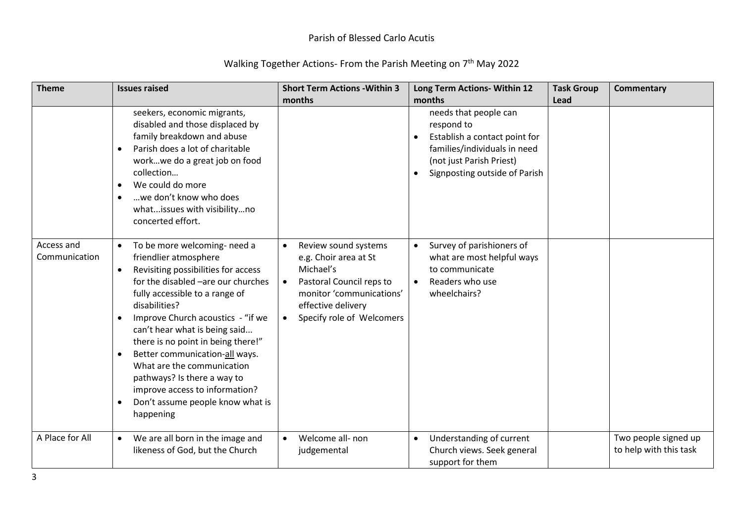Parish of Blessed Carlo Acutis

Walking Together Actions- From the Parish Meeting on 7th May 2022

| Theme | Issues raised | Short Term Actions -Within 3 months | Long Term Actions- Within 12 months | Task Group Lead | Commentary |
|---|---|---|---|---|---|
| | seekers, economic migrants, disabled and those displaced by family breakdown and abuse<br>• Parish does a lot of charitable work…we do a great job on food collection…<br>• We could do more<br>• …we don't know who does what...issues with visibility…no concerted effort. | | needs that people can respond to<br>• Establish a contact point for families/individuals in need (not just Parish Priest)<br>• Signposting outside of Parish | | |
| Access and Communication | • To be more welcoming- need a friendlier atmosphere<br>• Revisiting possibilities for access for the disabled –are our churches fully accessible to a range of disabilities?<br>• Improve Church acoustics - "if we can't hear what is being said... there is no point in being there!"<br>• Better communication-all ways. What are the communication pathways? Is there a way to improve access to information?<br>• Don't assume people know what is happening | • Review sound systems e.g. Choir area at St Michael's<br>• Pastoral Council reps to monitor 'communications' effective delivery<br>• Specify role of Welcomers | • Survey of parishioners of what are most helpful ways to communicate<br>• Readers who use wheelchairs? | | |
| A Place for All | • We are all born in the image and likeness of God, but the Church | • Welcome all- non judgemental | • Understanding of current Church views. Seek general support for them | | Two people signed up to help with this task |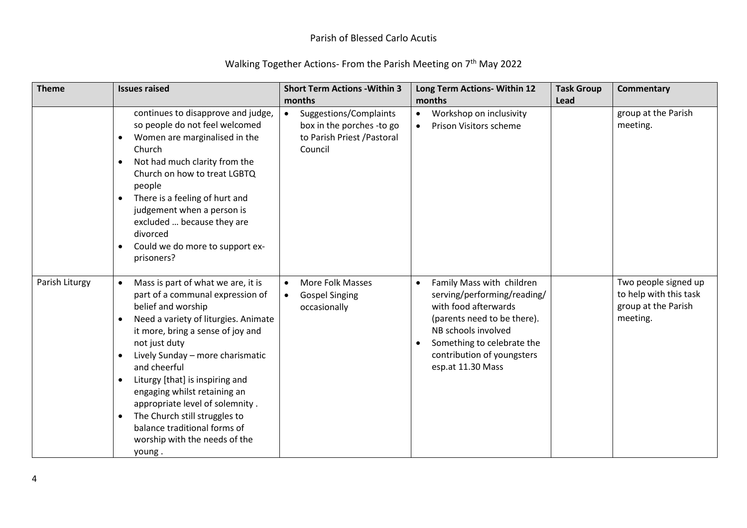Parish of Blessed Carlo Acutis

Walking Together Actions- From the Parish Meeting on 7th May 2022

| Theme | Issues raised | Short Term Actions -Within 3 months | Long Term Actions- Within 12 months | Task Group Lead | Commentary |
|---|---|---|---|---|---|
| | continues to disapprove and judge, so people do not feel welcomed<br>• Women are marginalised in the Church<br>• Not had much clarity from the Church on how to treat LGBTQ people<br>• There is a feeling of hurt and judgement when a person is excluded … because they are divorced<br>• Could we do more to support ex-prisoners? | • Suggestions/Complaints box in the porches -to go to Parish Priest /Pastoral Council | • Workshop on inclusivity<br>• Prison Visitors scheme | | group at the Parish meeting. |
| Parish Liturgy | • Mass is part of what we are, it is part of a communal expression of belief and worship<br>• Need a variety of liturgies. Animate it more, bring a sense of joy and not just duty<br>• Lively Sunday – more charismatic and cheerful<br>• Liturgy [that] is inspiring and engaging whilst retaining an appropriate level of solemnity .<br>• The Church still struggles to balance traditional forms of worship with the needs of the young . | • More Folk Masses<br>• Gospel Singing occasionally | • Family Mass with children serving/performing/reading/ with food afterwards (parents need to be there). NB schools involved<br>• Something to celebrate the contribution of youngsters esp.at 11.30 Mass | | Two people signed up to help with this task group at the Parish meeting. |